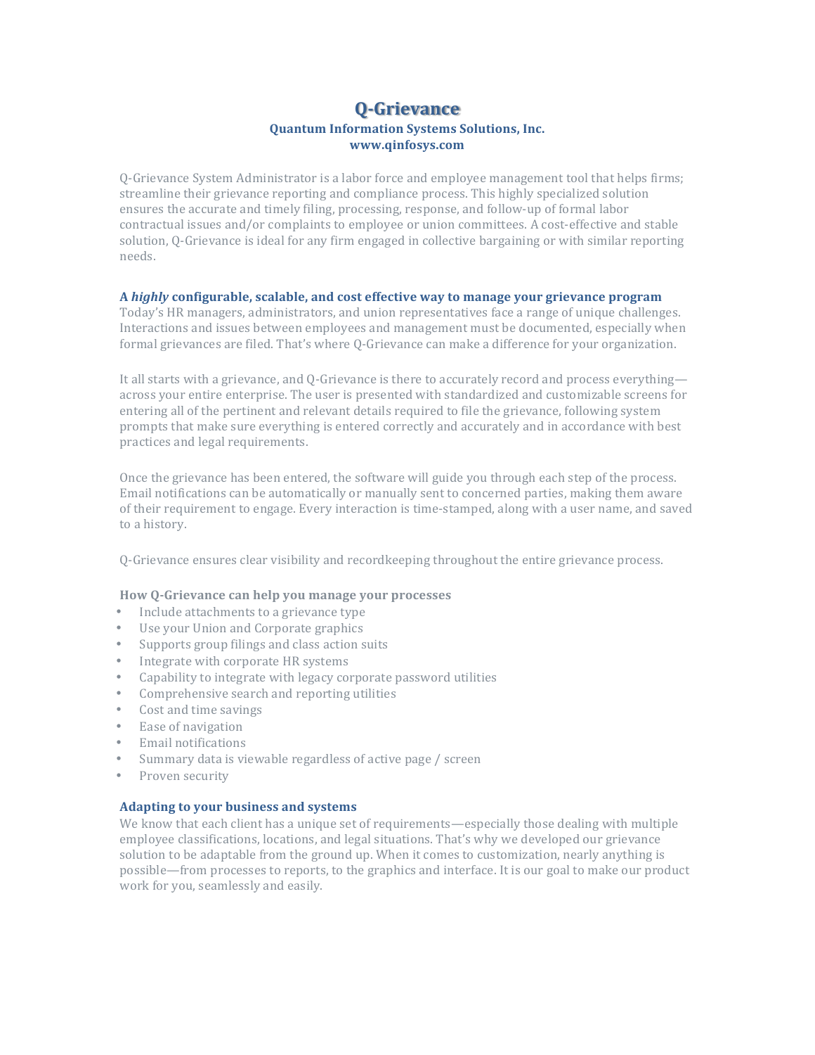# Q-Grievance

**Quantum Information Systems Solutions, Inc.**
**www.qinfosys.com**

Q-Grievance System Administrator is a labor force and employee management tool that helps firms; streamline their grievance reporting and compliance process. This highly specialized solution ensures the accurate and timely filing, processing, response, and follow-up of formal labor contractual issues and/or complaints to employee or union committees. A cost-effective and stable solution, Q-Grievance is ideal for any firm engaged in collective bargaining or with similar reporting needs.

### A *highly* configurable, scalable, and cost effective way to manage your grievance program

Today's HR managers, administrators, and union representatives face a range of unique challenges. Interactions and issues between employees and management must be documented, especially when formal grievances are filed. That's where Q-Grievance can make a difference for your organization.

It all starts with a grievance, and Q-Grievance is there to accurately record and process everything—across your entire enterprise. The user is presented with standardized and customizable screens for entering all of the pertinent and relevant details required to file the grievance, following system prompts that make sure everything is entered correctly and accurately and in accordance with best practices and legal requirements.

Once the grievance has been entered, the software will guide you through each step of the process. Email notifications can be automatically or manually sent to concerned parties, making them aware of their requirement to engage. Every interaction is time-stamped, along with a user name, and saved to a history.

Q-Grievance ensures clear visibility and recordkeeping throughout the entire grievance process.

### How Q-Grievance can help you manage your processes

- Include attachments to a grievance type
- Use your Union and Corporate graphics
- Supports group filings and class action suits
- Integrate with corporate HR systems
- Capability to integrate with legacy corporate password utilities
- Comprehensive search and reporting utilities
- Cost and time savings
- Ease of navigation
- Email notifications
- Summary data is viewable regardless of active page / screen
- Proven security

### Adapting to your business and systems

We know that each client has a unique set of requirements—especially those dealing with multiple employee classifications, locations, and legal situations. That's why we developed our grievance solution to be adaptable from the ground up. When it comes to customization, nearly anything is possible—from processes to reports, to the graphics and interface. It is our goal to make our product work for you, seamlessly and easily.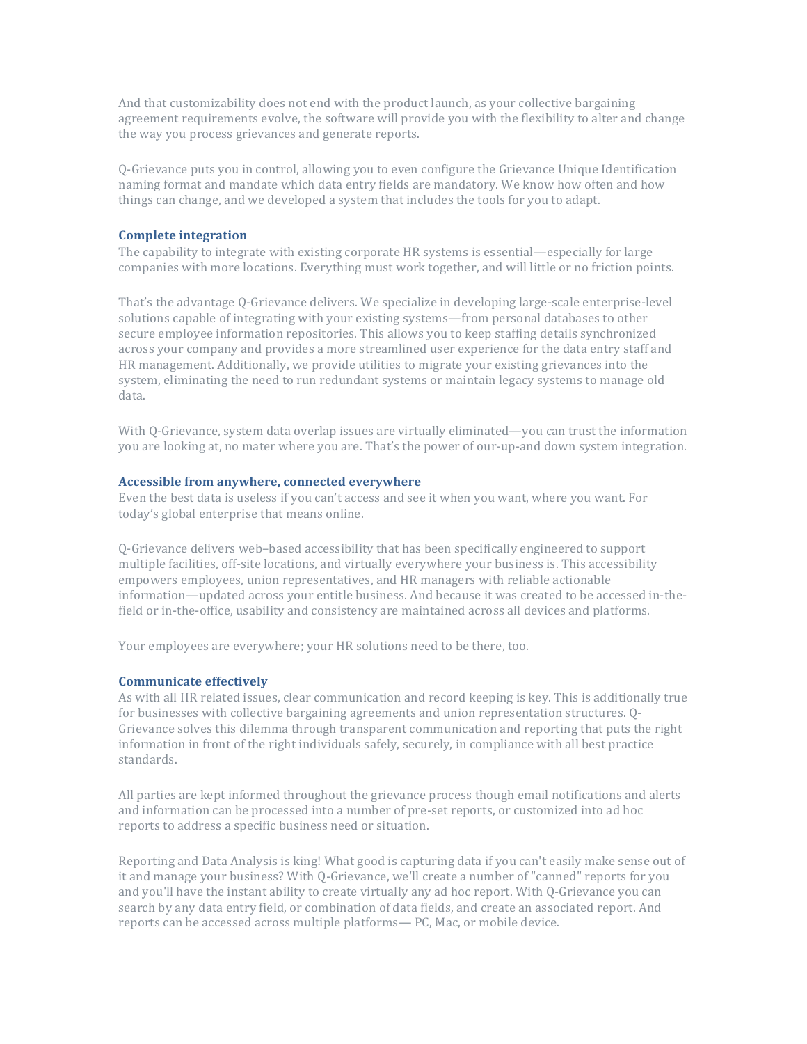And that customizability does not end with the product launch, as your collective bargaining agreement requirements evolve, the software will provide you with the flexibility to alter and change the way you process grievances and generate reports.

Q-Grievance puts you in control, allowing you to even configure the Grievance Unique Identification naming format and mandate which data entry fields are mandatory. We know how often and how things can change, and we developed a system that includes the tools for you to adapt.

**Complete integration**

The capability to integrate with existing corporate HR systems is essential—especially for large companies with more locations. Everything must work together, and will little or no friction points.

That's the advantage Q-Grievance delivers. We specialize in developing large-scale enterprise-level solutions capable of integrating with your existing systems—from personal databases to other secure employee information repositories. This allows you to keep staffing details synchronized across your company and provides a more streamlined user experience for the data entry staff and HR management. Additionally, we provide utilities to migrate your existing grievances into the system, eliminating the need to run redundant systems or maintain legacy systems to manage old data.

With Q-Grievance, system data overlap issues are virtually eliminated—you can trust the information you are looking at, no mater where you are. That's the power of our-up-and down system integration.

**Accessible from anywhere, connected everywhere**

Even the best data is useless if you can't access and see it when you want, where you want. For today's global enterprise that means online.

Q-Grievance delivers web–based accessibility that has been specifically engineered to support multiple facilities, off-site locations, and virtually everywhere your business is. This accessibility empowers employees, union representatives, and HR managers with reliable actionable information—updated across your entitle business. And because it was created to be accessed in-the-field or in-the-office, usability and consistency are maintained across all devices and platforms.

Your employees are everywhere; your HR solutions need to be there, too.

**Communicate effectively**

As with all HR related issues, clear communication and record keeping is key. This is additionally true for businesses with collective bargaining agreements and union representation structures. Q-Grievance solves this dilemma through transparent communication and reporting that puts the right information in front of the right individuals safely, securely, in compliance with all best practice standards.

All parties are kept informed throughout the grievance process though email notifications and alerts and information can be processed into a number of pre-set reports, or customized into ad hoc reports to address a specific business need or situation.

Reporting and Data Analysis is king! What good is capturing data if you can't easily make sense out of it and manage your business? With Q-Grievance, we'll create a number of "canned" reports for you and you'll have the instant ability to create virtually any ad hoc report. With Q-Grievance you can search by any data entry field, or combination of data fields, and create an associated report. And reports can be accessed across multiple platforms— PC, Mac, or mobile device.